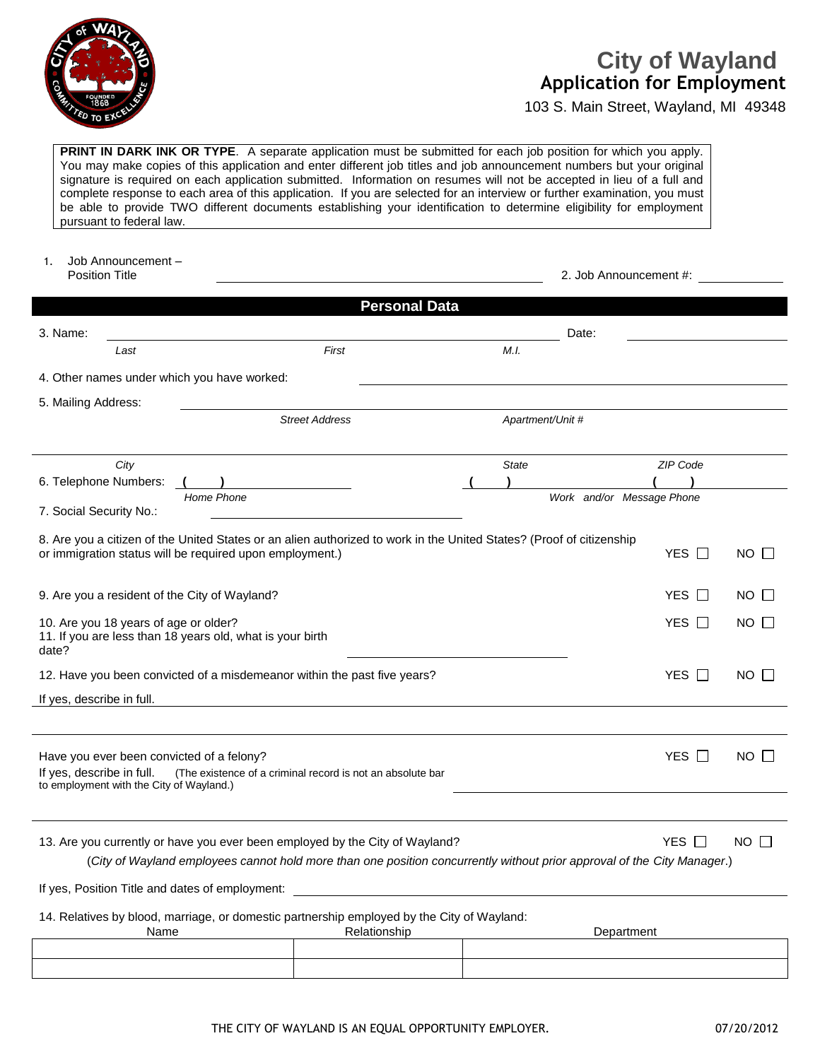# City of Wayland
## Application for Employment

103 S. Main Street, Wayland, MI 49348

**PRINT IN DARK INK OR TYPE**. A separate application must be submitted for each job position for which you apply. You may make copies of this application and enter different job titles and job announcement numbers but your original signature is required on each application submitted. Information on resumes will not be accepted in lieu of a full and complete response to each area of this application. If you are selected for an interview or further examination, you must be able to provide TWO different documents establishing your identification to determine eligibility for employment pursuant to federal law.

1. Job Announcement – Position Title ______________________________ 2. Job Announcement #: __________

## Personal Data

3. Name: ______________________________ Date: __________
*Last* *First* *M.I.*

4. Other names under which you have worked: ______________________________

5. Mailing Address: ______________________________
*Street Address* *Apartment/Unit #*

______________________________
*City* *State* *ZIP Code*

6. Telephone Numbers: ( ) __________ ( ) __________ ( ) __________
*Home Phone* *Work and/or Message Phone*

7. Social Security No.: ______________________________

8. Are you a citizen of the United States or an alien authorized to work in the United States? (Proof of citizenship or immigration status will be required upon employment.) YES ☐ NO ☐

9. Are you a resident of the City of Wayland? YES ☐ NO ☐

10. Are you 18 years of age or older? YES ☐ NO ☐

11. If you are less than 18 years old, what is your birth date? ______________________________

12. Have you been convicted of a misdemeanor within the past five years? YES ☐ NO ☐

If yes, describe in full. ______________________________

______________________________

Have you ever been convicted of a felony? YES ☐ NO ☐

If yes, describe in full. (The existence of a criminal record is not an absolute bar to employment with the City of Wayland.) ______________________________

______________________________

13. Are you currently or have you ever been employed by the City of Wayland? YES ☐ NO ☐

(*City of Wayland employees cannot hold more than one position concurrently without prior approval of the City Manager.*)

If yes, Position Title and dates of employment: ______________________________

14. Relatives by blood, marriage, or domestic partnership employed by the City of Wayland:

| Name | Relationship | Department |
|---|---|---|
| | | |
| | | |

THE CITY OF WAYLAND IS AN EQUAL OPPORTUNITY EMPLOYER. 07/20/2012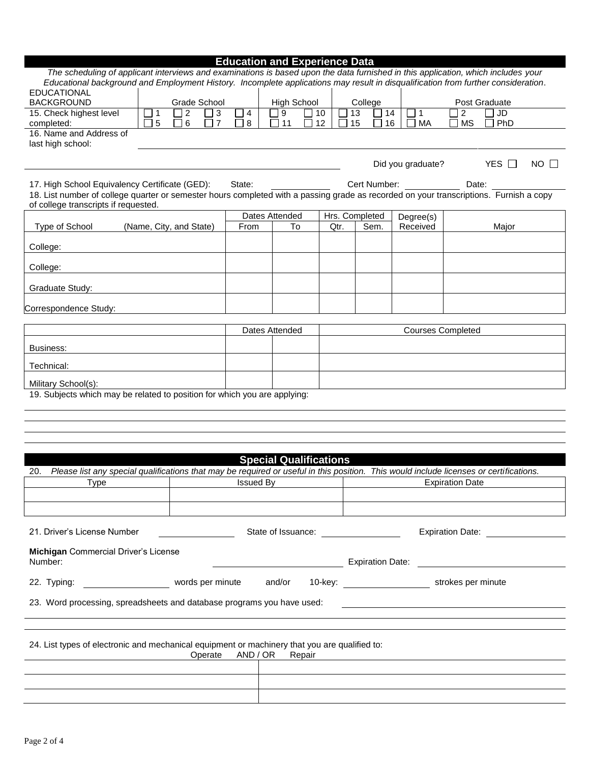## Education and Experience Data

*The scheduling of applicant interviews and examinations is based upon the data furnished in this application, which includes your Educational background and Employment History. Incomplete applications may result in disqualification from further consideration.*

| EDUCATIONAL BACKGROUND | Grade School | | | | High School | | College | | Post Graduate | | |
|---|---|---|---|---|---|---|---|---|---|---|---|
| 15. Check highest level completed: | ☐ 1 | ☐ 2 | ☐ 3 | ☐ 4 | ☐ 9 | ☐ 10 | ☐ 13 | ☐ 14 | ☐ 1 | ☐ 2 | ☐ JD |
| | ☐ 5 | ☐ 6 | ☐ 7 | ☐ 8 | ☐ 11 | ☐ 12 | ☐ 15 | ☐ 16 | ☐ MA | ☐ MS | ☐ PhD |

16. Name and Address of last high school: ______________________________

______________________________ Did you graduate? YES ☐ NO ☐

17. High School Equivalency Certificate (GED): State: __________ Cert Number: __________ Date: __________

18. List number of college quarter or semester hours completed with a passing grade as recorded on your transcriptions. Furnish a copy of college transcripts if requested.

| Type of School (Name, City, and State) | Dates Attended | | Hrs. Completed | | Degree(s) Received | Major |
|---|---|---|---|---|---|---|
| | From | To | Qtr. | Sem. | | |
| College: | | | | | | |
| College: | | | | | | |
| Graduate Study: | | | | | | |
| Correspondence Study: | | | | | | |

| | Dates Attended | | Courses Completed |
|---|---|---|---|
| Business: | | | |
| Technical: | | | |
| Military School(s): | | | |

19. Subjects which may be related to position for which you are applying:

______________________________

______________________________

______________________________

## Special Qualifications

20. *Please list any special qualifications that may be required or useful in this position. This would include licenses or certifications.*

| Type | Issued By | Expiration Date |
|---|---|---|
| | | |
| | | |

21. Driver's License Number __________ State of Issuance: __________ Expiration Date: __________

**Michigan** Commercial Driver's License Number: __________ Expiration Date: __________

22. Typing: __________ words per minute and/or 10-key: __________ strokes per minute

23. Word processing, spreadsheets and database programs you have used: ______________________________

______________________________

24. List types of electronic and mechanical equipment or machinery that you are qualified to: Operate AND / OR Repair

| | |
|---|---|
| | |
| | |
| | |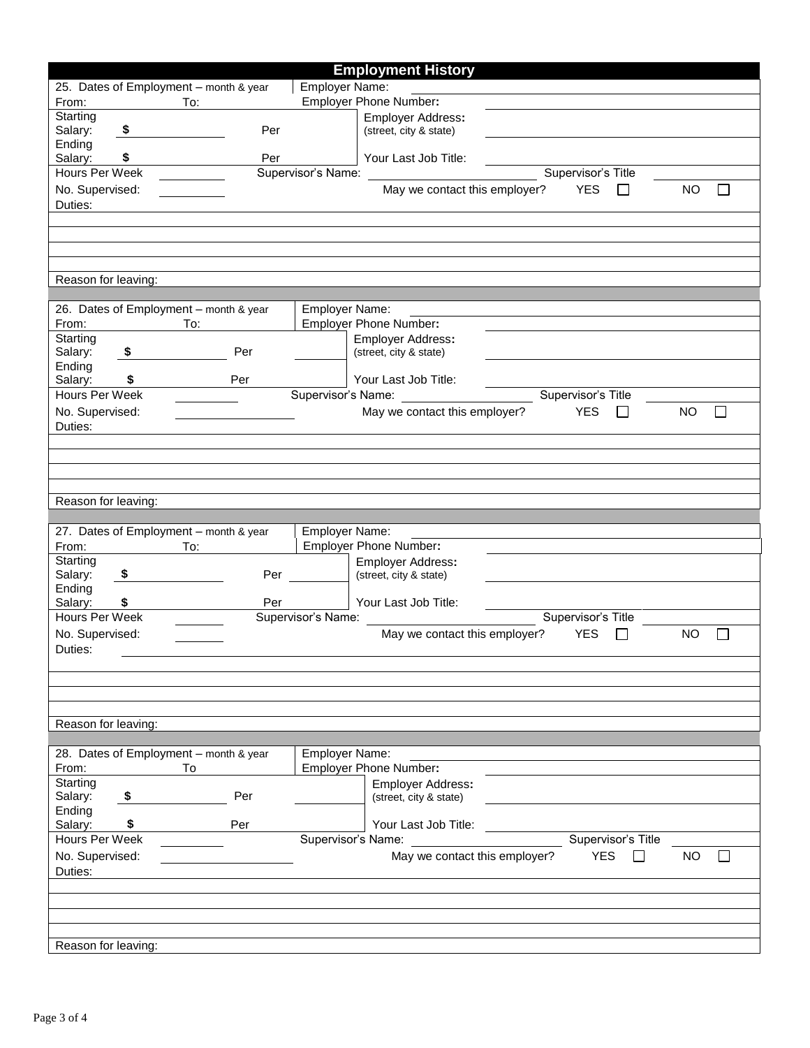## Employment History

**25.** Dates of Employment – month & year

From: ______ To: ______

Employer Name: ______

Employer Phone Number: ______

Starting Salary: $ ______ Per ______

Employer Address: (street, city & state) ______

Ending Salary: $ ______ Per ______

Your Last Job Title: ______

Hours Per Week ______ Supervisor's Name: ______ Supervisor's Title ______

No. Supervised: ______ May we contact this employer? YES ☐ NO ☐

Duties:

Reason for leaving:

---

**26.** Dates of Employment – month & year

From: ______ To: ______

Employer Name: ______

Employer Phone Number: ______

Starting Salary: $ ______ Per ______

Employer Address: (street, city & state) ______

Ending Salary: $ ______ Per ______

Your Last Job Title: ______

Hours Per Week ______ Supervisor's Name: ______ Supervisor's Title ______

No. Supervised: ______ May we contact this employer? YES ☐ NO ☐

Duties:

Reason for leaving:

---

**27.** Dates of Employment – month & year

From: ______ To: ______

Employer Name: ______

Employer Phone Number: ______

Starting Salary: $ ______ Per ______

Employer Address: (street, city & state) ______

Ending Salary: $ ______ Per ______

Your Last Job Title: ______

Hours Per Week ______ Supervisor's Name: ______ Supervisor's Title ______

No. Supervised: ______ May we contact this employer? YES ☐ NO ☐

Duties:

Reason for leaving:

---

**28.** Dates of Employment – month & year

From: ______ To ______

Employer Name: ______

Employer Phone Number: ______

Starting Salary: $ ______ Per ______

Employer Address: (street, city & state) ______

Ending Salary: $ ______ Per ______

Your Last Job Title: ______

Hours Per Week ______ Supervisor's Name: ______ Supervisor's Title ______

No. Supervised: ______ May we contact this employer? YES ☐ NO ☐

Duties:

Reason for leaving: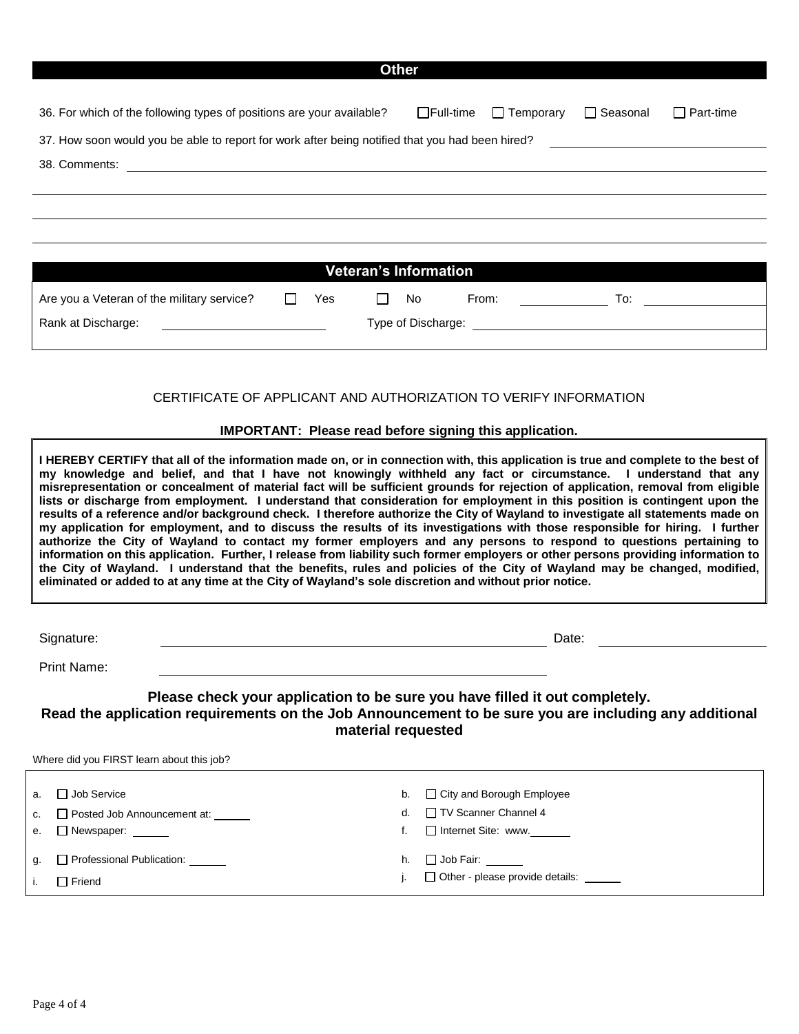## Other

36. For which of the following types of positions are your available? ☐ Full-time ☐ Temporary ☐ Seasonal ☐ Part-time

37. How soon would you be able to report for work after being notified that you had been hired? ______________________

38. Comments: ______________________________________________________________________

## Veteran's Information

Are you a Veteran of the military service? ☐ Yes ☐ No From: ____________ To: ______________

Rank at Discharge: ______________________ Type of Discharge: ______________________________

CERTIFICATE OF APPLICANT AND AUTHORIZATION TO VERIFY INFORMATION

**IMPORTANT: Please read before signing this application.**

**I HEREBY CERTIFY that all of the information made on, or in connection with, this application is true and complete to the best of my knowledge and belief, and that I have not knowingly withheld any fact or circumstance. I understand that any misrepresentation or concealment of material fact will be sufficient grounds for rejection of application, removal from eligible lists or discharge from employment. I understand that consideration for employment in this position is contingent upon the results of a reference and/or background check. I therefore authorize the City of Wayland to investigate all statements made on my application for employment, and to discuss the results of its investigations with those responsible for hiring. I further authorize the City of Wayland to contact my former employers and any persons to respond to questions pertaining to information on this application. Further, I release from liability such former employers or other persons providing information to the City of Wayland. I understand that the benefits, rules and policies of the City of Wayland may be changed, modified, eliminated or added to at any time at the City of Wayland's sole discretion and without prior notice.**

Signature: ________________________________________ Date: ____________________

Print Name: ________________________________________

**Please check your application to be sure you have filled it out completely.**
**Read the application requirements on the Job Announcement to be sure you are including any additional material requested**

Where did you FIRST learn about this job?

a. ☐ Job Service
b. ☐ City and Borough Employee
c. ☐ Posted Job Announcement at: ______
d. ☐ TV Scanner Channel 4
e. ☐ Newspaper: ______
f. ☐ Internet Site: www.______
g. ☐ Professional Publication: ______
h. ☐ Job Fair: ______
i. ☐ Friend
j. ☐ Other - please provide details: ______